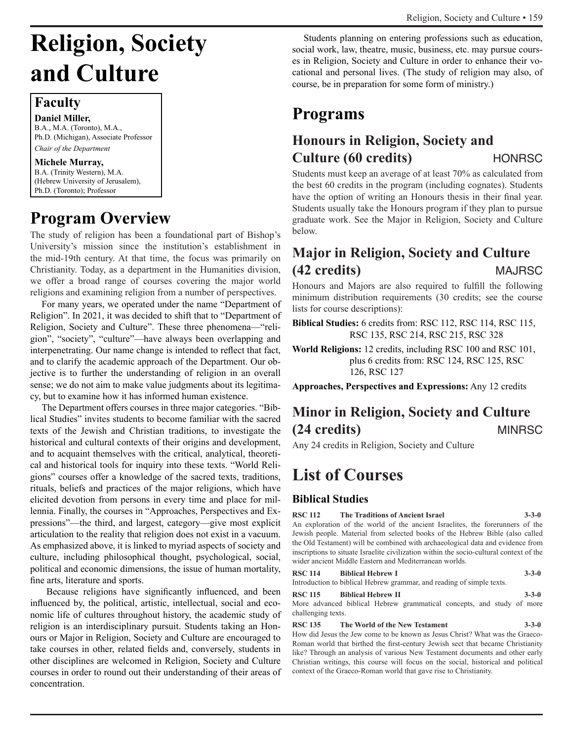# Religion, Society and Culture

## Faculty

**Daniel Miller,**
B.A., M.A. (Toronto), M.A.,
Ph.D. (Michigan), Associate Professor
*Chair of the Department*

**Michele Murray,**
B.A. (Trinity Western), M.A.
(Hebrew University of Jerusalem),
Ph.D. (Toronto); Professor

## Program Overview

The study of religion has been a foundational part of Bishop's University's mission since the institution's establishment in the mid-19th century. At that time, the focus was primarily on Christianity. Today, as a department in the Humanities division, we offer a broad range of courses covering the major world religions and examining religion from a number of perspectives.

For many years, we operated under the name "Department of Religion". In 2021, it was decided to shift that to "Department of Religion, Society and Culture". These three phenomena—"religion", "society", "culture"—have always been overlapping and interpenetrating. Our name change is intended to reflect that fact, and to clarify the academic approach of the Department. Our objective is to further the understanding of religion in an overall sense; we do not aim to make value judgments about its legitimacy, but to examine how it has informed human existence.

The Department offers courses in three major categories. "Biblical Studies" invites students to become familiar with the sacred texts of the Jewish and Christian traditions, to investigate the historical and cultural contexts of their origins and development, and to acquaint themselves with the critical, analytical, theoretical and historical tools for inquiry into these texts. "World Religions" courses offer a knowledge of the sacred texts, traditions, rituals, beliefs and practices of the major religions, which have elicited devotion from persons in every time and place for millennia. Finally, the courses in "Approaches, Perspectives and Expressions"—the third, and largest, category—give most explicit articulation to the reality that religion does not exist in a vacuum. As emphasized above, it is linked to myriad aspects of society and culture, including philosophical thought, psychological, social, political and economic dimensions, the issue of human mortality, fine arts, literature and sports.

Because religions have significantly influenced, and been influenced by, the political, artistic, intellectual, social and economic life of cultures throughout history, the academic study of religion is an interdisciplinary pursuit. Students taking an Honours or Major in Religion, Society and Culture are encouraged to take courses in other, related fields and, conversely, students in other disciplines are welcomed in Religion, Society and Culture courses in order to round out their understanding of their areas of concentration.

Students planning on entering professions such as education, social work, law, theatre, music, business, etc. may pursue courses in Religion, Society and Culture in order to enhance their vocational and personal lives. (The study of religion may also, of course, be in preparation for some form of ministry.)

## Programs

### Honours in Religion, Society and Culture (60 credits) HONRSC

Students must keep an average of at least 70% as calculated from the best 60 credits in the program (including cognates). Students have the option of writing an Honours thesis in their final year. Students usually take the Honours program if they plan to pursue graduate work. See the Major in Religion, Society and Culture below.

### Major in Religion, Society and Culture (42 credits) MAJRSC

Honours and Majors are also required to fulfill the following minimum distribution requirements (30 credits; see the course lists for course descriptions):

**Biblical Studies:** 6 credits from: RSC 112, RSC 114, RSC 115, RSC 135, RSC 214, RSC 215, RSC 328

**World Religions:** 12 credits, including RSC 100 and RSC 101, plus 6 credits from: RSC 124, RSC 125, RSC 126, RSC 127

**Approaches, Perspectives and Expressions:** Any 12 credits

### Minor in Religion, Society and Culture (24 credits) MINRSC

Any 24 credits in Religion, Society and Culture

## List of Courses

### Biblical Studies

**RSC 112 The Traditions of Ancient Israel 3-3-0**
An exploration of the world of the ancient Israelites, the forerunners of the Jewish people. Material from selected books of the Hebrew Bible (also called the Old Testament) will be combined with archaeological data and evidence from inscriptions to situate Israelite civilization within the socio-cultural context of the wider ancient Middle Eastern and Mediterranean worlds.

**RSC 114 Biblical Hebrew I 3-3-0**
Introduction to biblical Hebrew grammar, and reading of simple texts.

**RSC 115 Biblical Hebrew II 3-3-0**
More advanced biblical Hebrew grammatical concepts, and study of more challenging texts.

**RSC 135 The World of the New Testament 3-3-0**
How did Jesus the Jew come to be known as Jesus Christ? What was the Graeco-Roman world that birthed the first-century Jewish sect that became Christianity like? Through an analysis of various New Testament documents and other early Christian writings, this course will focus on the social, historical and political context of the Graeco-Roman world that gave rise to Christianity.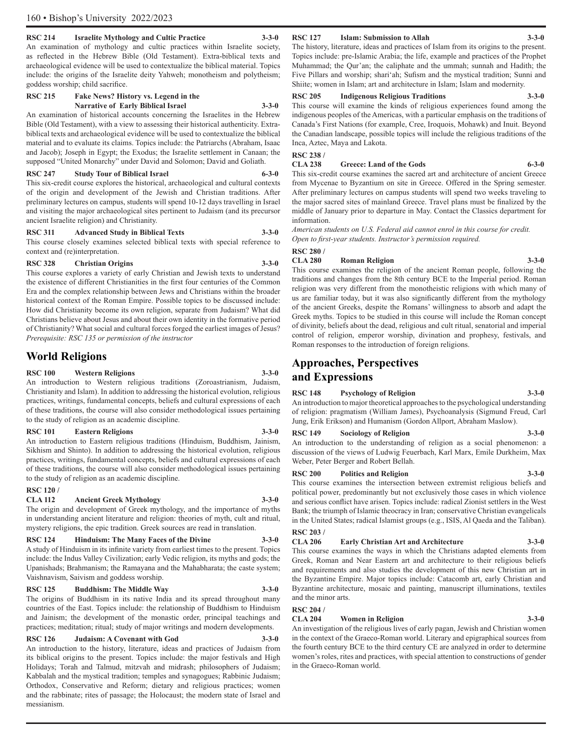**RSC 214 Israelite Mythology and Cultic Practice 3-3-0**

An examination of mythology and cultic practices within Israelite society, as reflected in the Hebrew Bible (Old Testament). Extra-biblical texts and archaeological evidence will be used to contextualize the biblical material. Topics include: the origins of the Israelite deity Yahweh; monotheism and polytheism; goddess worship; child sacrifice.

**RSC 215 Fake News? History vs. Legend in the Narrative of Early Biblical Israel 3-3-0**

An examination of historical accounts concerning the Israelites in the Hebrew Bible (Old Testament), with a view to assessing their historical authenticity. Extra-biblical texts and archaeological evidence will be used to contextualize the biblical material and to evaluate its claims. Topics include: the Patriarchs (Abraham, Isaac and Jacob); Joseph in Egypt; the Exodus; the Israelite settlement in Canaan; the supposed "United Monarchy" under David and Solomon; David and Goliath.

**RSC 247 Study Tour of Biblical Israel 6-3-0**

This six-credit course explores the historical, archaeological and cultural contexts of the origin and development of the Jewish and Christian traditions. After preliminary lectures on campus, students will spend 10-12 days travelling in Israel and visiting the major archaeological sites pertinent to Judaism (and its precursor ancient Israelite religion) and Christianity.

**RSC 311 Advanced Study in Biblical Texts 3-3-0**

This course closely examines selected biblical texts with special reference to context and (re)interpretation.

**RSC 328 Christian Origins 3-3-0**

This course explores a variety of early Christian and Jewish texts to understand the existence of different Christianities in the first four centuries of the Common Era and the complex relationship between Jews and Christians within the broader historical context of the Roman Empire. Possible topics to be discussed include: How did Christianity become its own religion, separate from Judaism? What did Christians believe about Jesus and about their own identity in the formative period of Christianity? What social and cultural forces forged the earliest images of Jesus?
*Prerequisite: RSC 135 or permission of the instructor*

## World Religions

**RSC 100 Western Religions 3-3-0**

An introduction to Western religious traditions (Zoroastrianism, Judaism, Christianity and Islam). In addition to addressing the historical evolution, religious practices, writings, fundamental concepts, beliefs and cultural expressions of each of these traditions, the course will also consider methodological issues pertaining to the study of religion as an academic discipline.

**RSC 101 Eastern Religions 3-3-0**

An introduction to Eastern religious traditions (Hinduism, Buddhism, Jainism, Sikhism and Shinto). In addition to addressing the historical evolution, religious practices, writings, fundamental concepts, beliefs and cultural expressions of each of these traditions, the course will also consider methodological issues pertaining to the study of religion as an academic discipline.

**RSC 120 / CLA 112 Ancient Greek Mythology 3-3-0**

The origin and development of Greek mythology, and the importance of myths in understanding ancient literature and religion: theories of myth, cult and ritual, mystery religions, the epic tradition. Greek sources are read in translation.

**RSC 124 Hinduism: The Many Faces of the Divine 3-3-0**

A study of Hinduism in its infinite variety from earliest times to the present. Topics include: the Indus Valley Civilization; early Vedic religion, its myths and gods; the Upanishads; Brahmanism; the Ramayana and the Mahabharata; the caste system; Vaishnavism, Saivism and goddess worship.

**RSC 125 Buddhism: The Middle Way 3-3-0**

The origins of Buddhism in its native India and its spread throughout many countries of the East. Topics include: the relationship of Buddhism to Hinduism and Jainism; the development of the monastic order, principal teachings and practices; meditation; ritual; study of major writings and modern developments.

**RSC 126 Judaism: A Covenant with God 3-3-0**

An introduction to the history, literature, ideas and practices of Judaism from its biblical origins to the present. Topics include: the major festivals and High Holidays; Torah and Talmud, mitzvah and midrash; philosophers of Judaism; Kabbalah and the mystical tradition; temples and synagogues; Rabbinic Judaism; Orthodox, Conservative and Reform; dietary and religious practices; women and the rabbinate; rites of passage; the Holocaust; the modern state of Israel and messianism.

**RSC 127 Islam: Submission to Allah 3-3-0**

The history, literature, ideas and practices of Islam from its origins to the present. Topics include: pre-Islamic Arabia; the life, example and practices of the Prophet Muhammad; the Qur'an; the caliphate and the ummah; sunnah and Hadith; the Five Pillars and worship; shari'ah; Sufism and the mystical tradition; Sunni and Shiite; women in Islam; art and architecture in Islam; Islam and modernity.

**RSC 205 Indigenous Religious Traditions 3-3-0**

This course will examine the kinds of religious experiences found among the indigenous peoples of the Americas, with a particular emphasis on the traditions of Canada's First Nations (for example, Cree, Iroquois, Mohawk) and Inuit. Beyond the Canadian landscape, possible topics will include the religious traditions of the Inca, Aztec, Maya and Lakota.

**RSC 238 / CLA 238 Greece: Land of the Gods 6-3-0**

This six-credit course examines the sacred art and architecture of ancient Greece from Mycenae to Byzantium on site in Greece. Offered in the Spring semester. After preliminary lectures on campus students will spend two weeks traveling to the major sacred sites of mainland Greece. Travel plans must be finalized by the middle of January prior to departure in May. Contact the Classics department for information.
*American students on U.S. Federal aid cannot enrol in this course for credit.*
*Open to first-year students. Instructor's permission required.*

**RSC 280 / CLA 280 Roman Religion 3-3-0**

This course examines the religion of the ancient Roman people, following the traditions and changes from the 8th century BCE to the Imperial period. Roman religion was very different from the monotheistic religions with which many of us are familiar today, but it was also significantly different from the mythology of the ancient Greeks, despite the Romans' willingness to absorb and adapt the Greek myths. Topics to be studied in this course will include the Roman concept of divinity, beliefs about the dead, religious and cult ritual, senatorial and imperial control of religion, emperor worship, divination and prophesy, festivals, and Roman responses to the introduction of foreign religions.

## Approaches, Perspectives and Expressions

**RSC 148 Psychology of Religion 3-3-0**

An introduction to major theoretical approaches to the psychological understanding of religion: pragmatism (William James), Psychoanalysis (Sigmund Freud, Carl Jung, Erik Erikson) and Humanism (Gordon Allport, Abraham Maslow).

**RSC 149 Sociology of Religion 3-3-0**

An introduction to the understanding of religion as a social phenomenon: a discussion of the views of Ludwig Feuerbach, Karl Marx, Emile Durkheim, Max Weber, Peter Berger and Robert Bellah.

**RSC 200 Politics and Religion 3-3-0**

This course examines the intersection between extremist religious beliefs and political power, predominantly but not exclusively those cases in which violence and serious conflict have arisen. Topics include: radical Zionist settlers in the West Bank; the triumph of Islamic theocracy in Iran; conservative Christian evangelicals in the United States; radical Islamist groups (e.g., ISIS, Al Qaeda and the Taliban).

**RSC 203 / CLA 206 Early Christian Art and Architecture 3-3-0**

This course examines the ways in which the Christians adapted elements from Greek, Roman and Near Eastern art and architecture to their religious beliefs and requirements and also studies the development of this new Christian art in the Byzantine Empire. Major topics include: Catacomb art, early Christian and Byzantine architecture, mosaic and painting, manuscript illuminations, textiles and the minor arts.

**RSC 204 / CLA 204 Women in Religion 3-3-0**

An investigation of the religious lives of early pagan, Jewish and Christian women in the context of the Graeco-Roman world. Literary and epigraphical sources from the fourth century BCE to the third century CE are analyzed in order to determine women's roles, rites and practices, with special attention to constructions of gender in the Graeco-Roman world.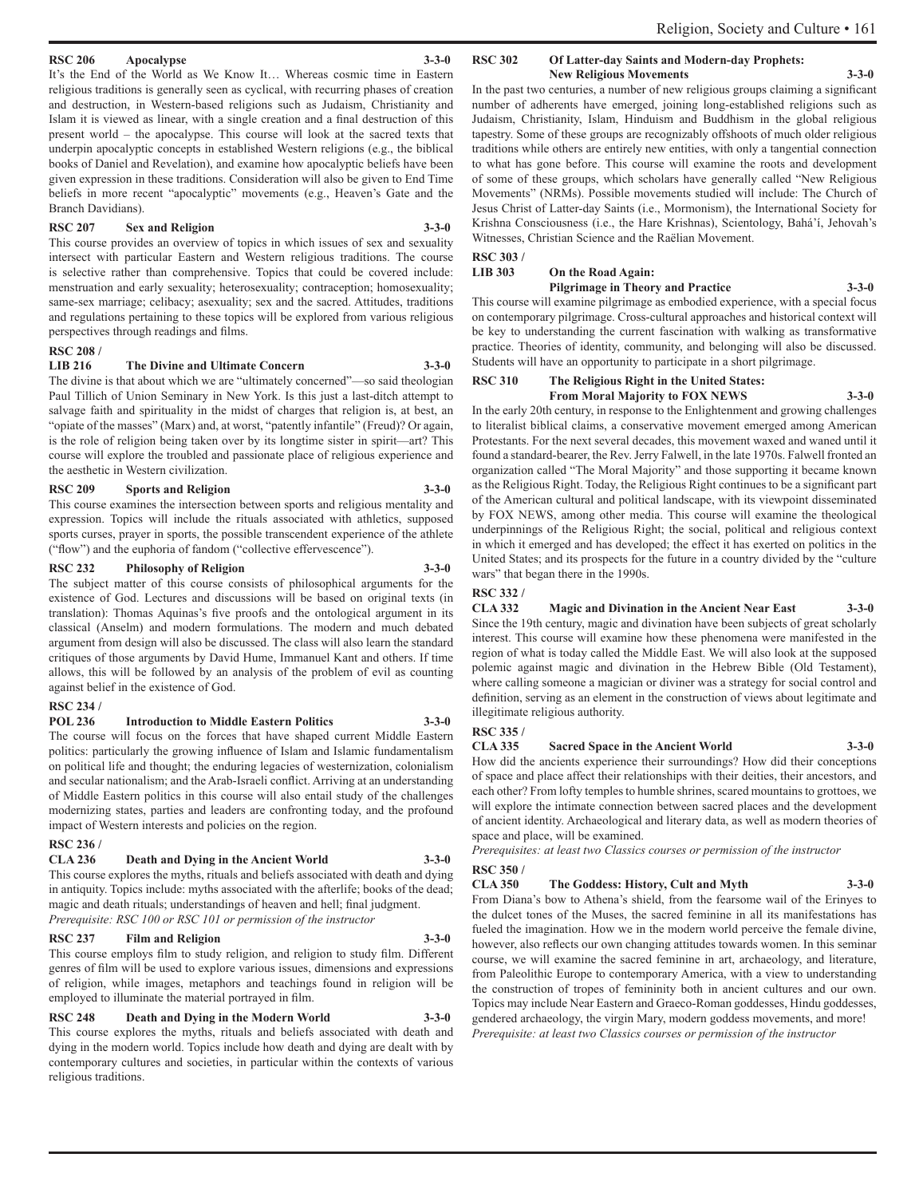**RSC 206 Apocalypse 3-3-0**

It's the End of the World as We Know It… Whereas cosmic time in Eastern religious traditions is generally seen as cyclical, with recurring phases of creation and destruction, in Western-based religions such as Judaism, Christianity and Islam it is viewed as linear, with a single creation and a final destruction of this present world – the apocalypse. This course will look at the sacred texts that underpin apocalyptic concepts in established Western religions (e.g., the biblical books of Daniel and Revelation), and examine how apocalyptic beliefs have been given expression in these traditions. Consideration will also be given to End Time beliefs in more recent "apocalyptic" movements (e.g., Heaven's Gate and the Branch Davidians).

**RSC 207 Sex and Religion 3-3-0**

This course provides an overview of topics in which issues of sex and sexuality intersect with particular Eastern and Western religious traditions. The course is selective rather than comprehensive. Topics that could be covered include: menstruation and early sexuality; heterosexuality; contraception; homosexuality; same-sex marriage; celibacy; asexuality; sex and the sacred. Attitudes, traditions and regulations pertaining to these topics will be explored from various religious perspectives through readings and films.

**RSC 208 /**
**LIB 216 The Divine and Ultimate Concern 3-3-0**

The divine is that about which we are "ultimately concerned"—so said theologian Paul Tillich of Union Seminary in New York. Is this just a last-ditch attempt to salvage faith and spirituality in the midst of charges that religion is, at best, an "opiate of the masses" (Marx) and, at worst, "patently infantile" (Freud)? Or again, is the role of religion being taken over by its longtime sister in spirit—art? This course will explore the troubled and passionate place of religious experience and the aesthetic in Western civilization.

**RSC 209 Sports and Religion 3-3-0**

This course examines the intersection between sports and religious mentality and expression. Topics will include the rituals associated with athletics, supposed sports curses, prayer in sports, the possible transcendent experience of the athlete ("flow") and the euphoria of fandom ("collective effervescence").

**RSC 232 Philosophy of Religion 3-3-0**

The subject matter of this course consists of philosophical arguments for the existence of God. Lectures and discussions will be based on original texts (in translation): Thomas Aquinas's five proofs and the ontological argument in its classical (Anselm) and modern formulations. The modern and much debated argument from design will also be discussed. The class will also learn the standard critiques of those arguments by David Hume, Immanuel Kant and others. If time allows, this will be followed by an analysis of the problem of evil as counting against belief in the existence of God.

**RSC 234 /**
**POL 236 Introduction to Middle Eastern Politics 3-3-0**

The course will focus on the forces that have shaped current Middle Eastern politics: particularly the growing influence of Islam and Islamic fundamentalism on political life and thought; the enduring legacies of westernization, colonialism and secular nationalism; and the Arab-Israeli conflict. Arriving at an understanding of Middle Eastern politics in this course will also entail study of the challenges modernizing states, parties and leaders are confronting today, and the profound impact of Western interests and policies on the region.

**RSC 236 /**
**CLA 236 Death and Dying in the Ancient World 3-3-0**

This course explores the myths, rituals and beliefs associated with death and dying in antiquity. Topics include: myths associated with the afterlife; books of the dead; magic and death rituals; understandings of heaven and hell; final judgment.

*Prerequisite: RSC 100 or RSC 101 or permission of the instructor*

**RSC 237 Film and Religion 3-3-0**

This course employs film to study religion, and religion to study film. Different genres of film will be used to explore various issues, dimensions and expressions of religion, while images, metaphors and teachings found in religion will be employed to illuminate the material portrayed in film.

**RSC 248 Death and Dying in the Modern World 3-3-0**

This course explores the myths, rituals and beliefs associated with death and dying in the modern world. Topics include how death and dying are dealt with by contemporary cultures and societies, in particular within the contexts of various religious traditions.

**RSC 302 Of Latter-day Saints and Modern-day Prophets: New Religious Movements 3-3-0**

In the past two centuries, a number of new religious groups claiming a significant number of adherents have emerged, joining long-established religions such as Judaism, Christianity, Islam, Hinduism and Buddhism in the global religious tapestry. Some of these groups are recognizably offshoots of much older religious traditions while others are entirely new entities, with only a tangential connection to what has gone before. This course will examine the roots and development of some of these groups, which scholars have generally called "New Religious Movements" (NRMs). Possible movements studied will include: The Church of Jesus Christ of Latter-day Saints (i.e., Mormonism), the International Society for Krishna Consciousness (i.e., the Hare Krishnas), Scientology, Bahá'í, Jehovah's Witnesses, Christian Science and the Raëlian Movement.

**RSC 303 /**
**LIB 303 On the Road Again: Pilgrimage in Theory and Practice 3-3-0**

This course will examine pilgrimage as embodied experience, with a special focus on contemporary pilgrimage. Cross-cultural approaches and historical context will be key to understanding the current fascination with walking as transformative practice. Theories of identity, community, and belonging will also be discussed. Students will have an opportunity to participate in a short pilgrimage.

**RSC 310 The Religious Right in the United States: From Moral Majority to FOX NEWS 3-3-0**

In the early 20th century, in response to the Enlightenment and growing challenges to literalist biblical claims, a conservative movement emerged among American Protestants. For the next several decades, this movement waxed and waned until it found a standard-bearer, the Rev. Jerry Falwell, in the late 1970s. Falwell fronted an organization called "The Moral Majority" and those supporting it became known as the Religious Right. Today, the Religious Right continues to be a significant part of the American cultural and political landscape, with its viewpoint disseminated by FOX NEWS, among other media. This course will examine the theological underpinnings of the Religious Right; the social, political and religious context in which it emerged and has developed; the effect it has exerted on politics in the United States; and its prospects for the future in a country divided by the "culture wars" that began there in the 1990s.

**RSC 332 /**
**CLA 332 Magic and Divination in the Ancient Near East 3-3-0**

Since the 19th century, magic and divination have been subjects of great scholarly interest. This course will examine how these phenomena were manifested in the region of what is today called the Middle East. We will also look at the supposed polemic against magic and divination in the Hebrew Bible (Old Testament), where calling someone a magician or diviner was a strategy for social control and definition, serving as an element in the construction of views about legitimate and illegitimate religious authority.

**RSC 335 /**
**CLA 335 Sacred Space in the Ancient World 3-3-0**

How did the ancients experience their surroundings? How did their conceptions of space and place affect their relationships with their deities, their ancestors, and each other? From lofty temples to humble shrines, scared mountains to grottoes, we will explore the intimate connection between sacred places and the development of ancient identity. Archaeological and literary data, as well as modern theories of space and place, will be examined.

*Prerequisites: at least two Classics courses or permission of the instructor*

**RSC 350 /**
**CLA 350 The Goddess: History, Cult and Myth 3-3-0**

From Diana's bow to Athena's shield, from the fearsome wail of the Erinyes to the dulcet tones of the Muses, the sacred feminine in all its manifestations has fueled the imagination. How we in the modern world perceive the female divine, however, also reflects our own changing attitudes towards women. In this seminar course, we will examine the sacred feminine in art, archaeology, and literature, from Paleolithic Europe to contemporary America, with a view to understanding the construction of tropes of femininity both in ancient cultures and our own. Topics may include Near Eastern and Graeco-Roman goddesses, Hindu goddesses, gendered archaeology, the virgin Mary, modern goddess movements, and more!

*Prerequisite: at least two Classics courses or permission of the instructor*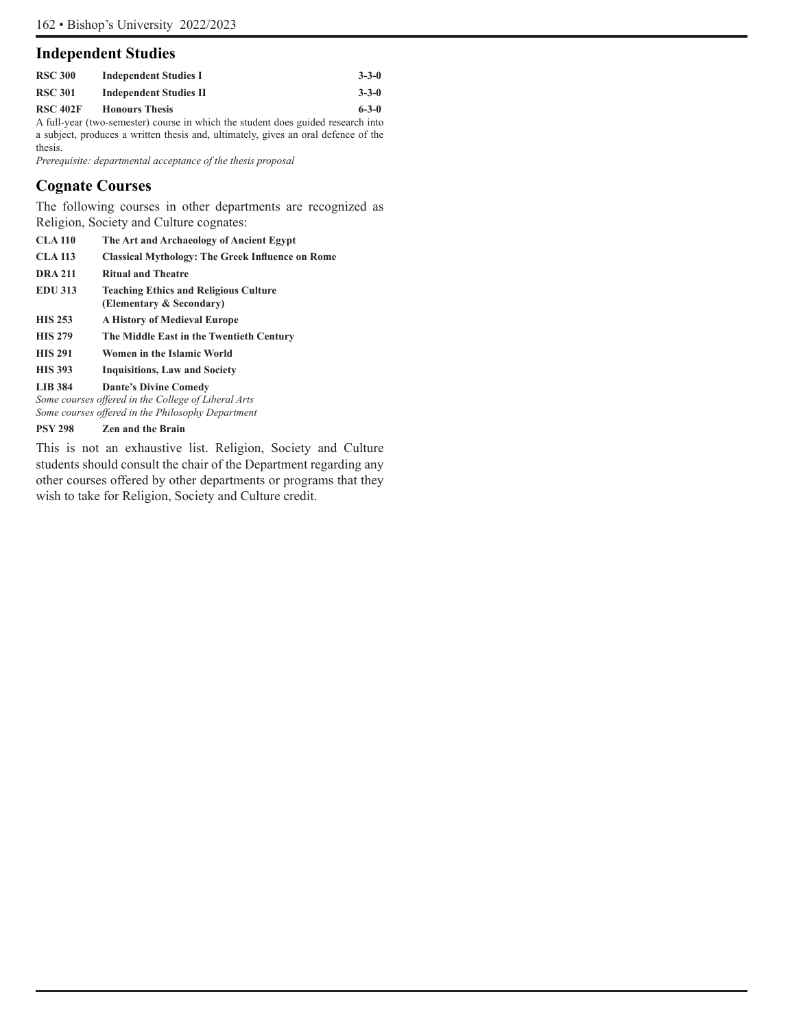## Independent Studies

**RSC 300 Independent Studies I** **3-3-0**

**RSC 301 Independent Studies II** **3-3-0**

**RSC 402F Honours Thesis** **6-3-0**

A full-year (two-semester) course in which the student does guided research into a subject, produces a written thesis and, ultimately, gives an oral defence of the thesis.

*Prerequisite: departmental acceptance of the thesis proposal*

## Cognate Courses

The following courses in other departments are recognized as Religion, Society and Culture cognates:

**CLA 110 The Art and Archaeology of Ancient Egypt**

**CLA 113 Classical Mythology: The Greek Influence on Rome**

**DRA 211 Ritual and Theatre**

**EDU 313 Teaching Ethics and Religious Culture (Elementary & Secondary)**

**HIS 253 A History of Medieval Europe**

**HIS 279 The Middle East in the Twentieth Century**

**HIS 291 Women in the Islamic World**

**HIS 393 Inquisitions, Law and Society**

**LIB 384 Dante's Divine Comedy**

*Some courses offered in the College of Liberal Arts*

*Some courses offered in the Philosophy Department*

**PSY 298 Zen and the Brain**

This is not an exhaustive list. Religion, Society and Culture students should consult the chair of the Department regarding any other courses offered by other departments or programs that they wish to take for Religion, Society and Culture credit.